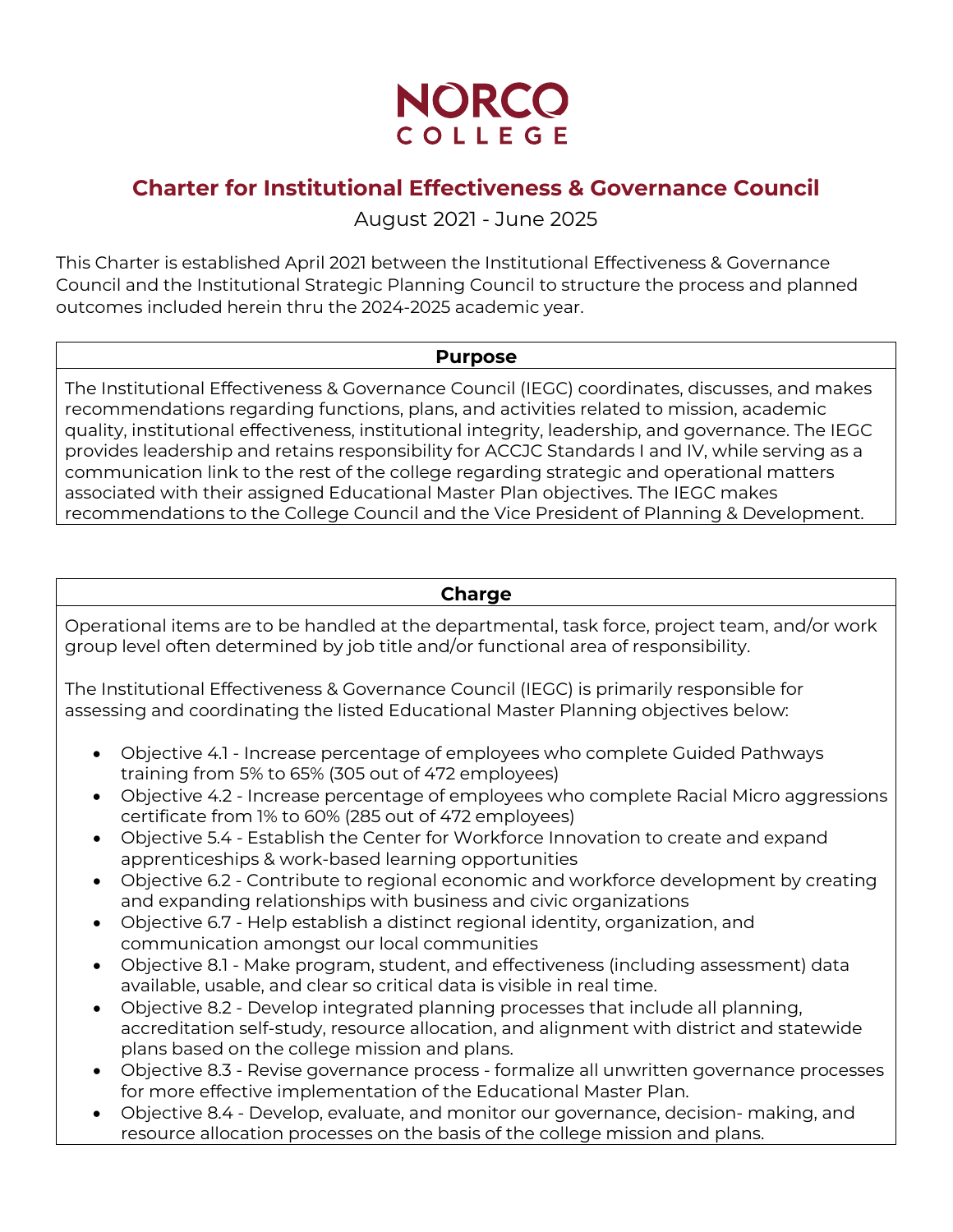# NORCO COLLEGE

## Charter for Institutional Effectiveness & Governance Council

August 2021 - June 2025

This Charter is established April 2021 between the Institutional Effectiveness & Governance Council and the Institutional Strategic Planning Council to structure the process and planned outcomes included herein thru the 2024-2025 academic year.

### Purpose

The Institutional Effectiveness & Governance Council (IEGC) coordinates, discusses, and makes recommendations regarding functions, plans, and activities related to mission, academic quality, institutional effectiveness, institutional integrity, leadership, and governance. The IEGC provides leadership and retains responsibility for ACCJC Standards I and IV, while serving as a communication link to the rest of the college regarding strategic and operational matters associated with their assigned Educational Master Plan objectives. The IEGC makes recommendations to the College Council and the Vice President of Planning & Development.

### Charge

Operational items are to be handled at the departmental, task force, project team, and/or work group level often determined by job title and/or functional area of responsibility.

The Institutional Effectiveness & Governance Council (IEGC) is primarily responsible for assessing and coordinating the listed Educational Master Planning objectives below:

- Objective 4.1 - Increase percentage of employees who complete Guided Pathways training from 5% to 65% (305 out of 472 employees)
- Objective 4.2 - Increase percentage of employees who complete Racial Micro aggressions certificate from 1% to 60% (285 out of 472 employees)
- Objective 5.4 - Establish the Center for Workforce Innovation to create and expand apprenticeships & work-based learning opportunities
- Objective 6.2 - Contribute to regional economic and workforce development by creating and expanding relationships with business and civic organizations
- Objective 6.7 - Help establish a distinct regional identity, organization, and communication amongst our local communities
- Objective 8.1 - Make program, student, and effectiveness (including assessment) data available, usable, and clear so critical data is visible in real time.
- Objective 8.2 - Develop integrated planning processes that include all planning, accreditation self-study, resource allocation, and alignment with district and statewide plans based on the college mission and plans.
- Objective 8.3 - Revise governance process - formalize all unwritten governance processes for more effective implementation of the Educational Master Plan.
- Objective 8.4 - Develop, evaluate, and monitor our governance, decision- making, and resource allocation processes on the basis of the college mission and plans.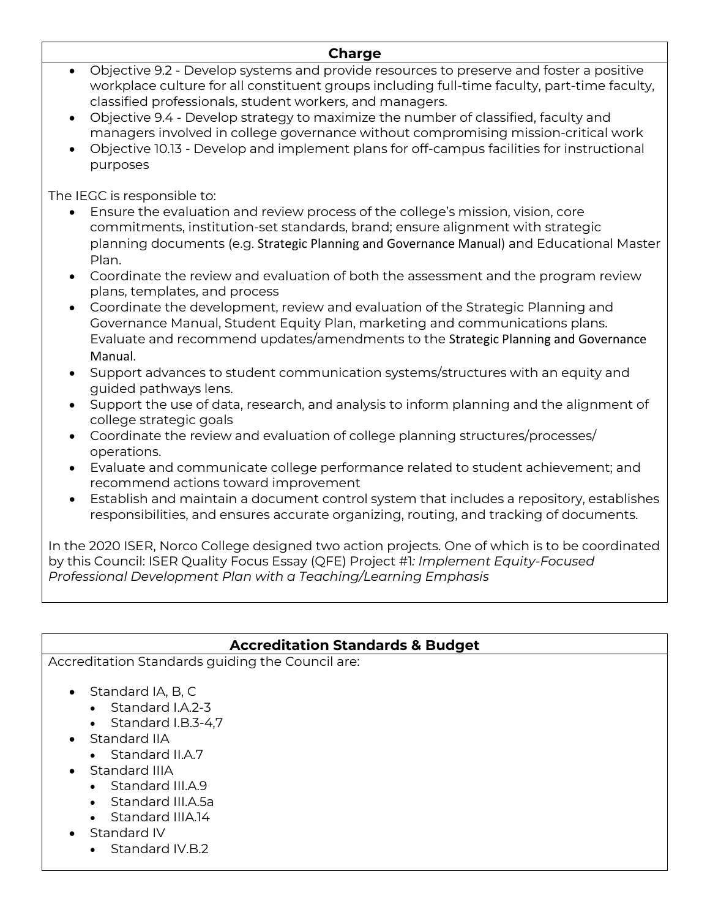## Charge

- Objective 9.2 - Develop systems and provide resources to preserve and foster a positive workplace culture for all constituent groups including full-time faculty, part-time faculty, classified professionals, student workers, and managers.
- Objective 9.4 - Develop strategy to maximize the number of classified, faculty and managers involved in college governance without compromising mission-critical work
- Objective 10.13 - Develop and implement plans for off-campus facilities for instructional purposes

The IEGC is responsible to:

- Ensure the evaluation and review process of the college's mission, vision, core commitments, institution-set standards, brand; ensure alignment with strategic planning documents (e.g. Strategic Planning and Governance Manual) and Educational Master Plan.
- Coordinate the review and evaluation of both the assessment and the program review plans, templates, and process
- Coordinate the development, review and evaluation of the Strategic Planning and Governance Manual, Student Equity Plan, marketing and communications plans. Evaluate and recommend updates/amendments to the Strategic Planning and Governance Manual.
- Support advances to student communication systems/structures with an equity and guided pathways lens.
- Support the use of data, research, and analysis to inform planning and the alignment of college strategic goals
- Coordinate the review and evaluation of college planning structures/processes/ operations.
- Evaluate and communicate college performance related to student achievement; and recommend actions toward improvement
- Establish and maintain a document control system that includes a repository, establishes responsibilities, and ensures accurate organizing, routing, and tracking of documents.

In the 2020 ISER, Norco College designed two action projects. One of which is to be coordinated by this Council: ISER Quality Focus Essay (QFE) Project #1: *Implement Equity-Focused Professional Development Plan with a Teaching/Learning Emphasis*

## Accreditation Standards & Budget

Accreditation Standards guiding the Council are:

- Standard IA, B, C
  - Standard I.A.2-3
  - Standard I.B.3-4,7
- Standard IIA
  - Standard II.A.7
- Standard IIIA
  - Standard III.A.9
  - Standard III.A.5a
  - Standard IIIA.14
- Standard IV
  - Standard IV.B.2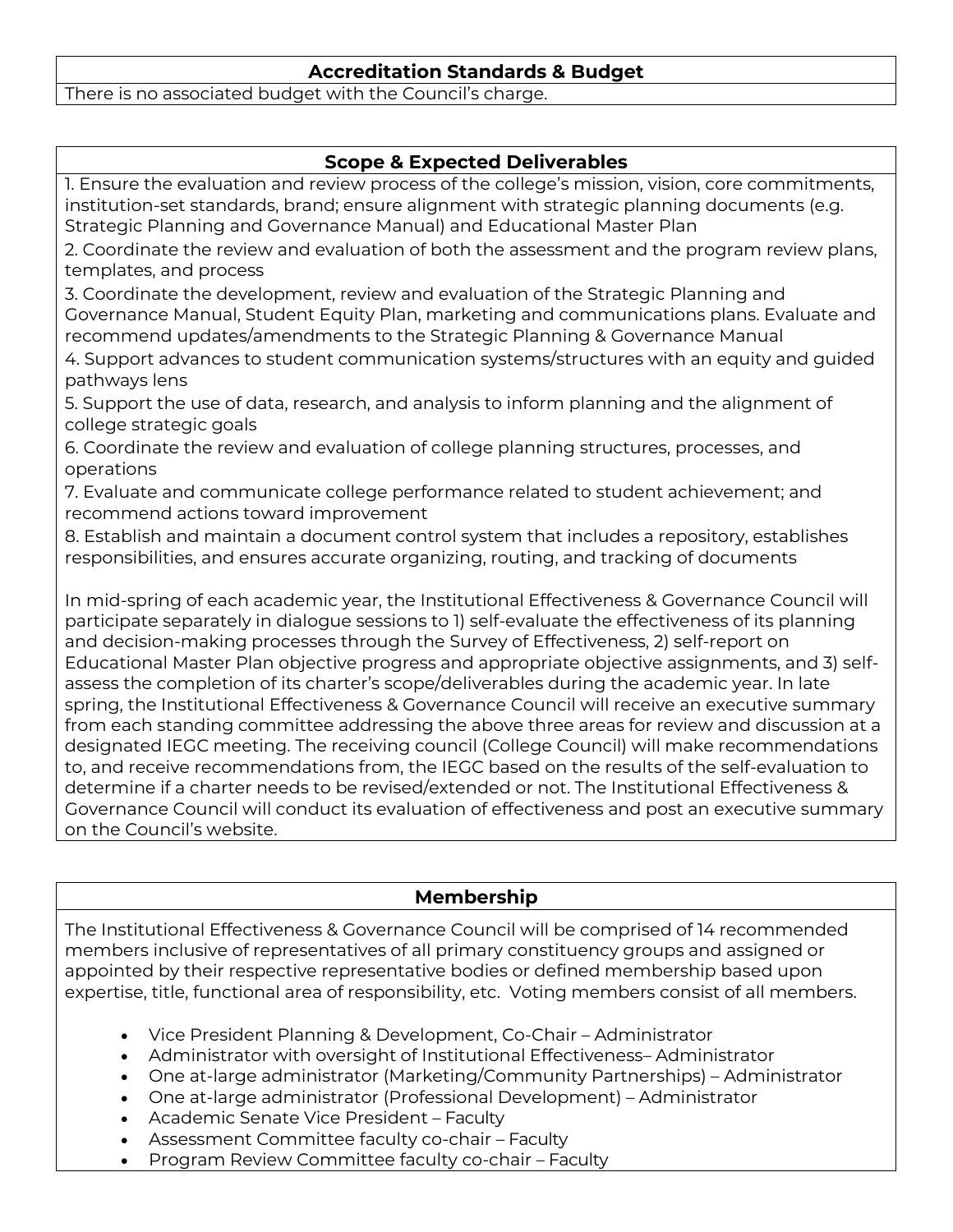## Accreditation Standards & Budget

There is no associated budget with the Council's charge.

## Scope & Expected Deliverables

1. Ensure the evaluation and review process of the college's mission, vision, core commitments, institution-set standards, brand; ensure alignment with strategic planning documents (e.g. Strategic Planning and Governance Manual) and Educational Master Plan
2. Coordinate the review and evaluation of both the assessment and the program review plans, templates, and process
3. Coordinate the development, review and evaluation of the Strategic Planning and Governance Manual, Student Equity Plan, marketing and communications plans. Evaluate and recommend updates/amendments to the Strategic Planning & Governance Manual
4. Support advances to student communication systems/structures with an equity and guided pathways lens
5. Support the use of data, research, and analysis to inform planning and the alignment of college strategic goals
6. Coordinate the review and evaluation of college planning structures, processes, and operations
7. Evaluate and communicate college performance related to student achievement; and recommend actions toward improvement
8. Establish and maintain a document control system that includes a repository, establishes responsibilities, and ensures accurate organizing, routing, and tracking of documents

In mid-spring of each academic year, the Institutional Effectiveness & Governance Council will participate separately in dialogue sessions to 1) self-evaluate the effectiveness of its planning and decision-making processes through the Survey of Effectiveness, 2) self-report on Educational Master Plan objective progress and appropriate objective assignments, and 3) self-assess the completion of its charter's scope/deliverables during the academic year. In late spring, the Institutional Effectiveness & Governance Council will receive an executive summary from each standing committee addressing the above three areas for review and discussion at a designated IEGC meeting. The receiving council (College Council) will make recommendations to, and receive recommendations from, the IEGC based on the results of the self-evaluation to determine if a charter needs to be revised/extended or not. The Institutional Effectiveness & Governance Council will conduct its evaluation of effectiveness and post an executive summary on the Council's website.

## Membership

The Institutional Effectiveness & Governance Council will be comprised of 14 recommended members inclusive of representatives of all primary constituency groups and assigned or appointed by their respective representative bodies or defined membership based upon expertise, title, functional area of responsibility, etc. Voting members consist of all members.

- Vice President Planning & Development, Co-Chair – Administrator
- Administrator with oversight of Institutional Effectiveness– Administrator
- One at-large administrator (Marketing/Community Partnerships) – Administrator
- One at-large administrator (Professional Development) – Administrator
- Academic Senate Vice President – Faculty
- Assessment Committee faculty co-chair – Faculty
- Program Review Committee faculty co-chair – Faculty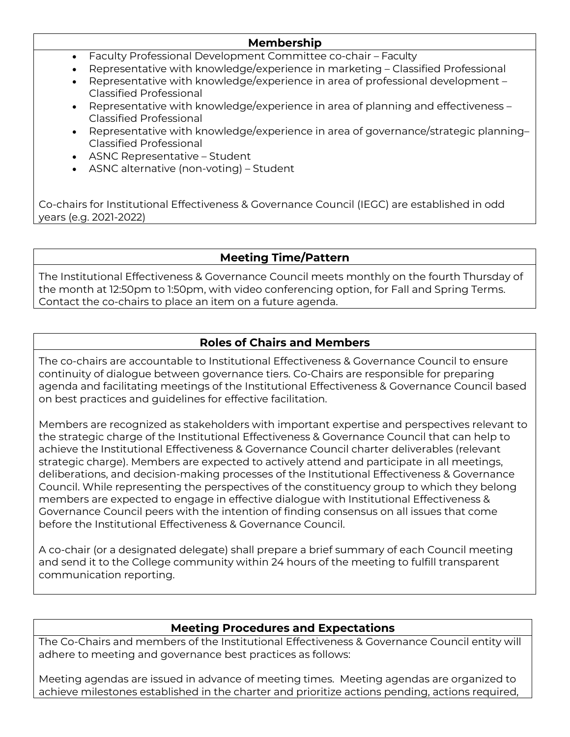## Membership

- Faculty Professional Development Committee co-chair – Faculty
- Representative with knowledge/experience in marketing – Classified Professional
- Representative with knowledge/experience in area of professional development – Classified Professional
- Representative with knowledge/experience in area of planning and effectiveness – Classified Professional
- Representative with knowledge/experience in area of governance/strategic planning– Classified Professional
- ASNC Representative – Student
- ASNC alternative (non-voting) – Student

Co-chairs for Institutional Effectiveness & Governance Council (IEGC) are established in odd years (e.g. 2021-2022)

## Meeting Time/Pattern

The Institutional Effectiveness & Governance Council meets monthly on the fourth Thursday of the month at 12:50pm to 1:50pm, with video conferencing option, for Fall and Spring Terms. Contact the co-chairs to place an item on a future agenda.

## Roles of Chairs and Members

The co-chairs are accountable to Institutional Effectiveness & Governance Council to ensure continuity of dialogue between governance tiers. Co-Chairs are responsible for preparing agenda and facilitating meetings of the Institutional Effectiveness & Governance Council based on best practices and guidelines for effective facilitation.

Members are recognized as stakeholders with important expertise and perspectives relevant to the strategic charge of the Institutional Effectiveness & Governance Council that can help to achieve the Institutional Effectiveness & Governance Council charter deliverables (relevant strategic charge). Members are expected to actively attend and participate in all meetings, deliberations, and decision-making processes of the Institutional Effectiveness & Governance Council. While representing the perspectives of the constituency group to which they belong members are expected to engage in effective dialogue with Institutional Effectiveness & Governance Council peers with the intention of finding consensus on all issues that come before the Institutional Effectiveness & Governance Council.

A co-chair (or a designated delegate) shall prepare a brief summary of each Council meeting and send it to the College community within 24 hours of the meeting to fulfill transparent communication reporting.

## Meeting Procedures and Expectations

The Co-Chairs and members of the Institutional Effectiveness & Governance Council entity will adhere to meeting and governance best practices as follows:

Meeting agendas are issued in advance of meeting times. Meeting agendas are organized to achieve milestones established in the charter and prioritize actions pending, actions required,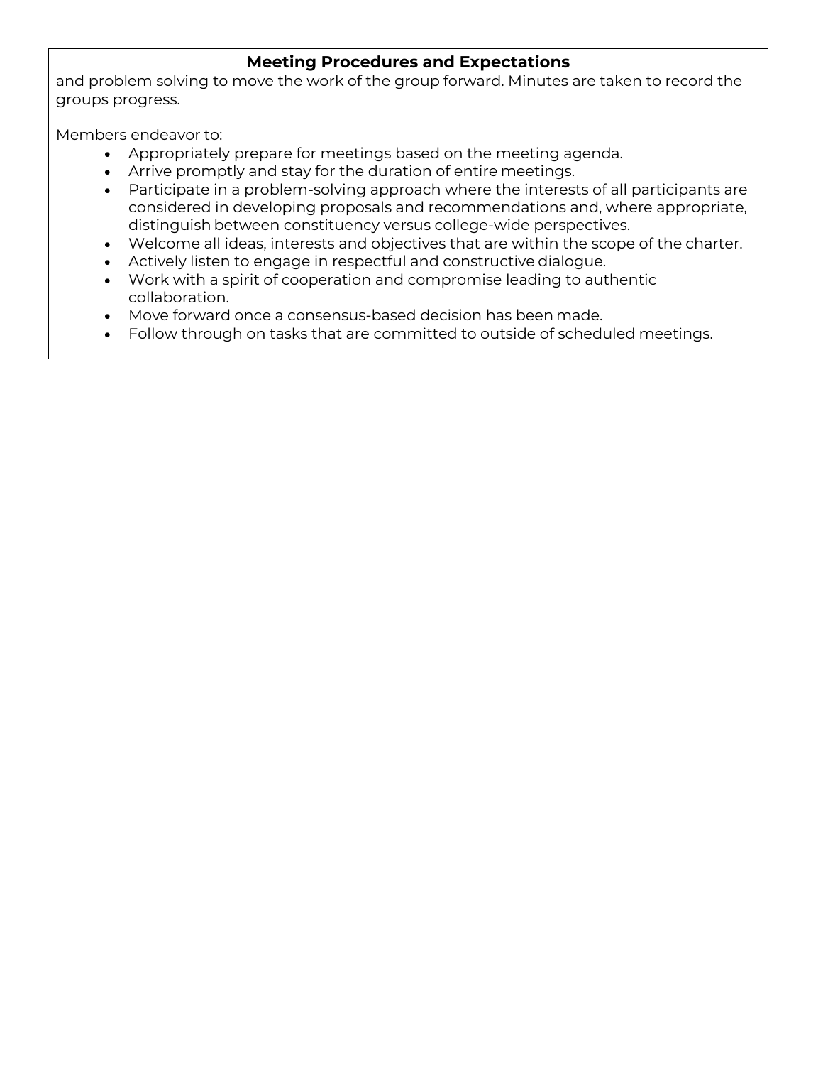**Meeting Procedures and Expectations**

and problem solving to move the work of the group forward. Minutes are taken to record the groups progress.

Members endeavor to:

- Appropriately prepare for meetings based on the meeting agenda.
- Arrive promptly and stay for the duration of entire meetings.
- Participate in a problem-solving approach where the interests of all participants are considered in developing proposals and recommendations and, where appropriate, distinguish between constituency versus college-wide perspectives.
- Welcome all ideas, interests and objectives that are within the scope of the charter.
- Actively listen to engage in respectful and constructive dialogue.
- Work with a spirit of cooperation and compromise leading to authentic collaboration.
- Move forward once a consensus-based decision has been made.
- Follow through on tasks that are committed to outside of scheduled meetings.